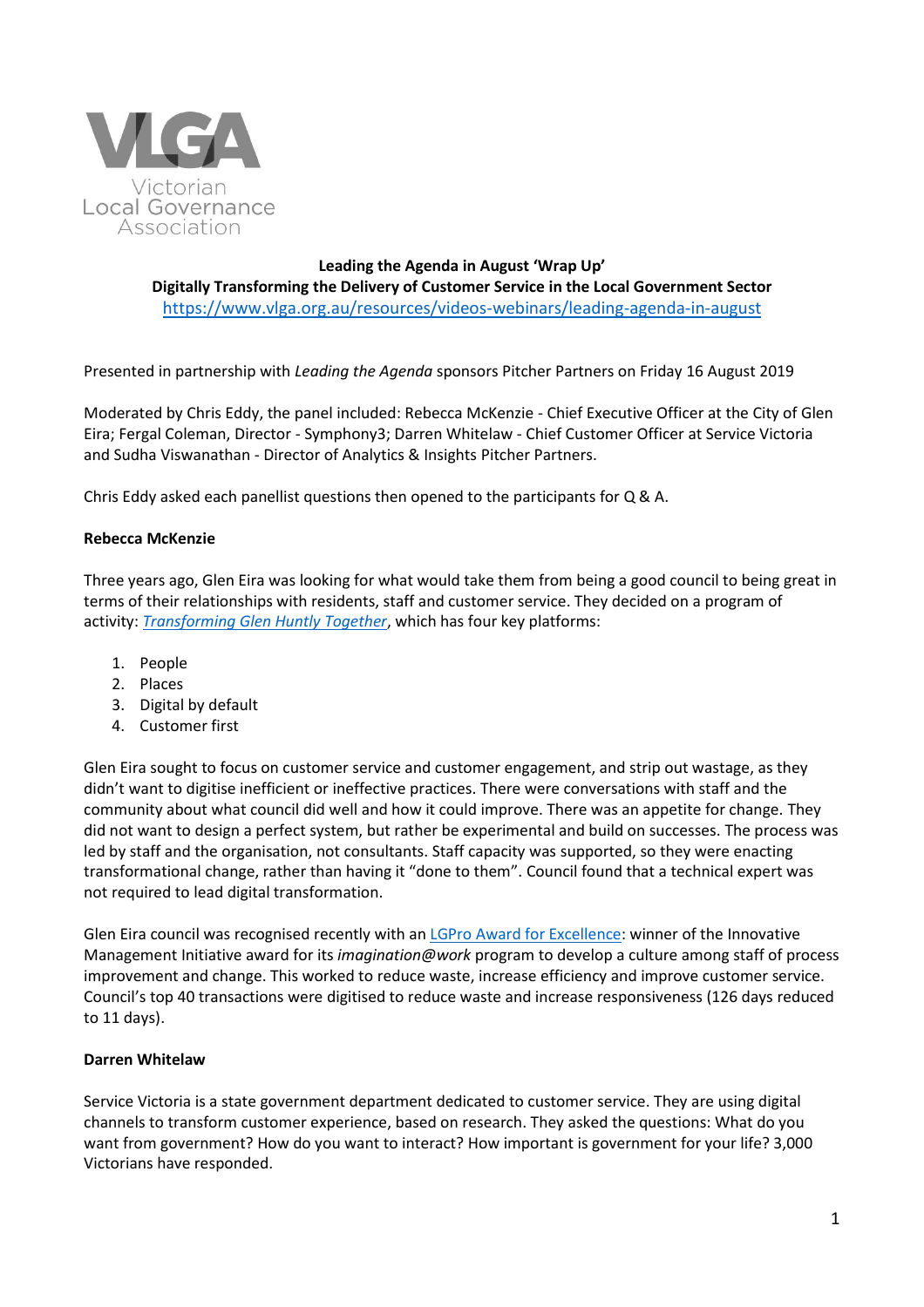Victorian Local Governance Association

**Leading the Agenda in August 'Wrap Up'**
**Digitally Transforming the Delivery of Customer Service in the Local Government Sector**
https://www.vlga.org.au/resources/videos-webinars/leading-agenda-in-august

Presented in partnership with *Leading the Agenda* sponsors Pitcher Partners on Friday 16 August 2019

Moderated by Chris Eddy, the panel included: Rebecca McKenzie - Chief Executive Officer at the City of Glen Eira; Fergal Coleman, Director - Symphony3; Darren Whitelaw - Chief Customer Officer at Service Victoria and Sudha Viswanathan - Director of Analytics & Insights Pitcher Partners.

Chris Eddy asked each panellist questions then opened to the participants for Q & A.

**Rebecca McKenzie**

Three years ago, Glen Eira was looking for what would take them from being a good council to being great in terms of their relationships with residents, staff and customer service. They decided on a program of activity: *Transforming Glen Huntly Together*, which has four key platforms:

1. People
2. Places
3. Digital by default
4. Customer first

Glen Eira sought to focus on customer service and customer engagement, and strip out wastage, as they didn't want to digitise inefficient or ineffective practices. There were conversations with staff and the community about what council did well and how it could improve. There was an appetite for change. They did not want to design a perfect system, but rather be experimental and build on successes. The process was led by staff and the organisation, not consultants. Staff capacity was supported, so they were enacting transformational change, rather than having it "done to them". Council found that a technical expert was not required to lead digital transformation.

Glen Eira council was recognised recently with an LGPro Award for Excellence: winner of the Innovative Management Initiative award for its *imagination@work* program to develop a culture among staff of process improvement and change. This worked to reduce waste, increase efficiency and improve customer service. Council's top 40 transactions were digitised to reduce waste and increase responsiveness (126 days reduced to 11 days).

**Darren Whitelaw**

Service Victoria is a state government department dedicated to customer service. They are using digital channels to transform customer experience, based on research. They asked the questions: What do you want from government? How do you want to interact? How important is government for your life? 3,000 Victorians have responded.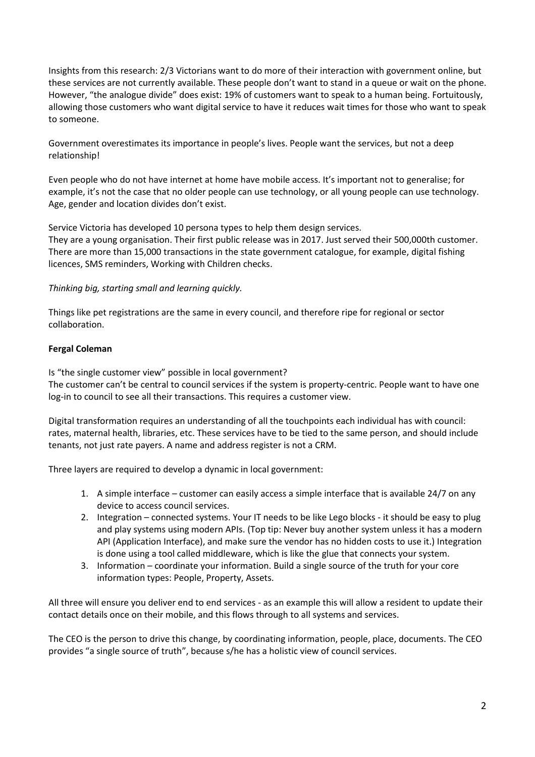Insights from this research: 2/3 Victorians want to do more of their interaction with government online, but these services are not currently available. These people don't want to stand in a queue or wait on the phone. However, "the analogue divide" does exist: 19% of customers want to speak to a human being. Fortuitously, allowing those customers who want digital service to have it reduces wait times for those who want to speak to someone.

Government overestimates its importance in people's lives. People want the services, but not a deep relationship!

Even people who do not have internet at home have mobile access. It's important not to generalise; for example, it's not the case that no older people can use technology, or all young people can use technology. Age, gender and location divides don't exist.

Service Victoria has developed 10 persona types to help them design services.
They are a young organisation. Their first public release was in 2017. Just served their 500,000th customer. There are more than 15,000 transactions in the state government catalogue, for example, digital fishing licences, SMS reminders, Working with Children checks.

*Thinking big, starting small and learning quickly.*

Things like pet registrations are the same in every council, and therefore ripe for regional or sector collaboration.

**Fergal Coleman**

Is "the single customer view" possible in local government?
The customer can't be central to council services if the system is property-centric. People want to have one log-in to council to see all their transactions. This requires a customer view.

Digital transformation requires an understanding of all the touchpoints each individual has with council: rates, maternal health, libraries, etc. These services have to be tied to the same person, and should include tenants, not just rate payers. A name and address register is not a CRM.

Three layers are required to develop a dynamic in local government:

1. A simple interface – customer can easily access a simple interface that is available 24/7 on any device to access council services.
2. Integration – connected systems. Your IT needs to be like Lego blocks - it should be easy to plug and play systems using modern APIs. (Top tip: Never buy another system unless it has a modern API (Application Interface), and make sure the vendor has no hidden costs to use it.) Integration is done using a tool called middleware, which is like the glue that connects your system.
3. Information – coordinate your information. Build a single source of the truth for your core information types: People, Property, Assets.

All three will ensure you deliver end to end services - as an example this will allow a resident to update their contact details once on their mobile, and this flows through to all systems and services.

The CEO is the person to drive this change, by coordinating information, people, place, documents. The CEO provides "a single source of truth", because s/he has a holistic view of council services.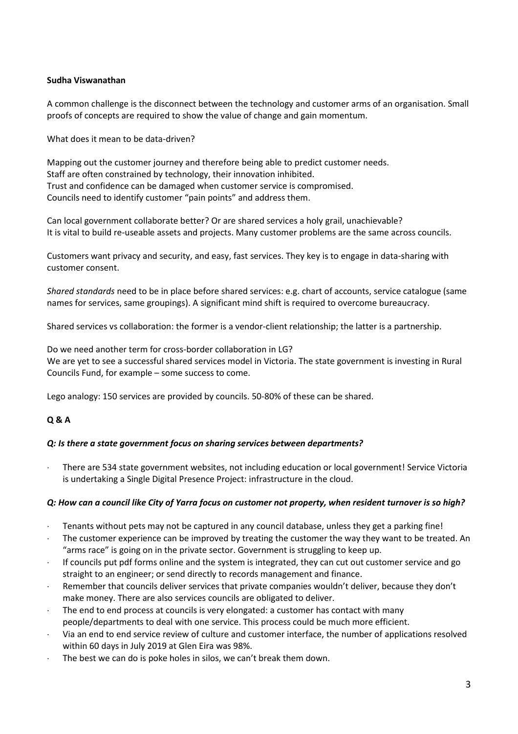**Sudha Viswanathan**

A common challenge is the disconnect between the technology and customer arms of an organisation. Small proofs of concepts are required to show the value of change and gain momentum.

What does it mean to be data-driven?

Mapping out the customer journey and therefore being able to predict customer needs.
Staff are often constrained by technology, their innovation inhibited.
Trust and confidence can be damaged when customer service is compromised.
Councils need to identify customer "pain points" and address them.

Can local government collaborate better? Or are shared services a holy grail, unachievable?
It is vital to build re-useable assets and projects. Many customer problems are the same across councils.

Customers want privacy and security, and easy, fast services. They key is to engage in data-sharing with customer consent.

*Shared standards* need to be in place before shared services: e.g. chart of accounts, service catalogue (same names for services, same groupings). A significant mind shift is required to overcome bureaucracy.

Shared services vs collaboration: the former is a vendor-client relationship; the latter is a partnership.

Do we need another term for cross-border collaboration in LG?
We are yet to see a successful shared services model in Victoria. The state government is investing in Rural Councils Fund, for example – some success to come.

Lego analogy: 150 services are provided by councils. 50-80% of these can be shared.

**Q & A**

***Q: Is there a state government focus on sharing services between departments?***

- There are 534 state government websites, not including education or local government! Service Victoria is undertaking a Single Digital Presence Project: infrastructure in the cloud.

***Q: How can a council like City of Yarra focus on customer not property, when resident turnover is so high?***

- Tenants without pets may not be captured in any council database, unless they get a parking fine!
- The customer experience can be improved by treating the customer the way they want to be treated. An "arms race" is going on in the private sector. Government is struggling to keep up.
- If councils put pdf forms online and the system is integrated, they can cut out customer service and go straight to an engineer; or send directly to records management and finance.
- Remember that councils deliver services that private companies wouldn't deliver, because they don't make money. There are also services councils are obligated to deliver.
- The end to end process at councils is very elongated: a customer has contact with many people/departments to deal with one service. This process could be much more efficient.
- Via an end to end service review of culture and customer interface, the number of applications resolved within 60 days in July 2019 at Glen Eira was 98%.
- The best we can do is poke holes in silos, we can't break them down.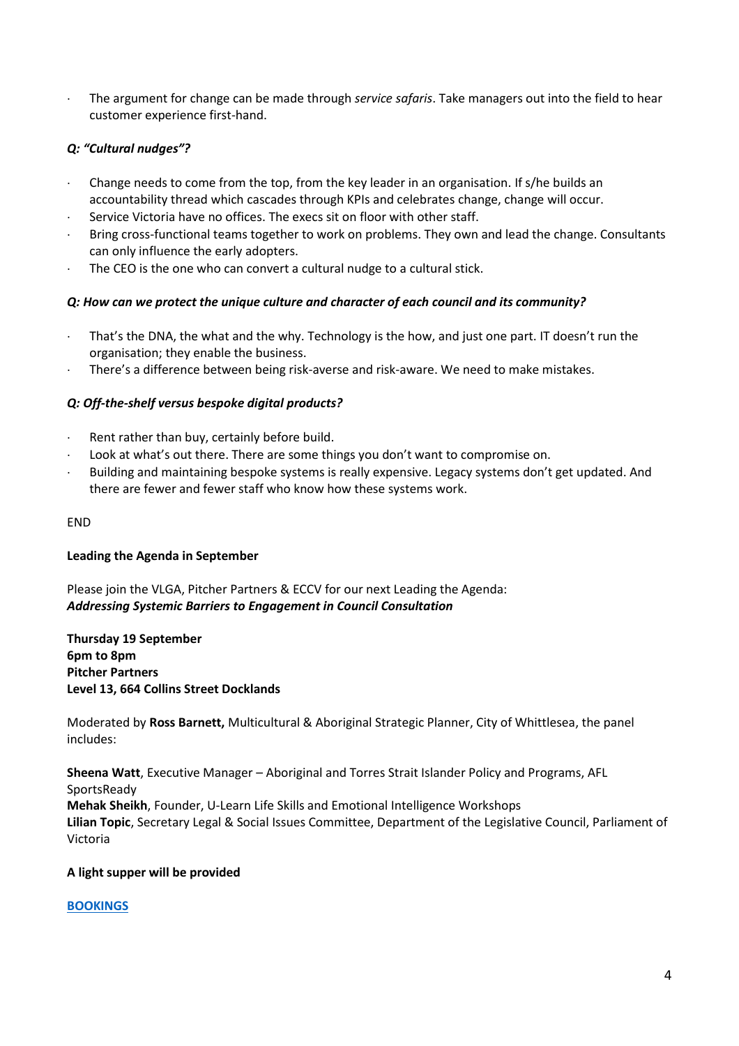- The argument for change can be made through *service safaris*. Take managers out into the field to hear customer experience first-hand.

***Q: "Cultural nudges"?***

- Change needs to come from the top, from the key leader in an organisation. If s/he builds an accountability thread which cascades through KPIs and celebrates change, change will occur.
- Service Victoria have no offices. The execs sit on floor with other staff.
- Bring cross-functional teams together to work on problems. They own and lead the change. Consultants can only influence the early adopters.
- The CEO is the one who can convert a cultural nudge to a cultural stick.

***Q: How can we protect the unique culture and character of each council and its community?***

- That's the DNA, the what and the why. Technology is the how, and just one part. IT doesn't run the organisation; they enable the business.
- There's a difference between being risk-averse and risk-aware. We need to make mistakes.

***Q: Off-the-shelf versus bespoke digital products?***

- Rent rather than buy, certainly before build.
- Look at what's out there. There are some things you don't want to compromise on.
- Building and maintaining bespoke systems is really expensive. Legacy systems don't get updated. And there are fewer and fewer staff who know how these systems work.

END

**Leading the Agenda in September**

Please join the VLGA, Pitcher Partners & ECCV for our next Leading the Agenda:
***Addressing Systemic Barriers to Engagement in Council Consultation***

**Thursday 19 September**
**6pm to 8pm**
**Pitcher Partners**
**Level 13, 664 Collins Street Docklands**

Moderated by **Ross Barnett,** Multicultural & Aboriginal Strategic Planner, City of Whittlesea, the panel includes:

**Sheena Watt**, Executive Manager – Aboriginal and Torres Strait Islander Policy and Programs, AFL SportsReady
**Mehak Sheikh**, Founder, U-Learn Life Skills and Emotional Intelligence Workshops
**Lilian Topic**, Secretary Legal & Social Issues Committee, Department of the Legislative Council, Parliament of Victoria

**A light supper will be provided**

**BOOKINGS**